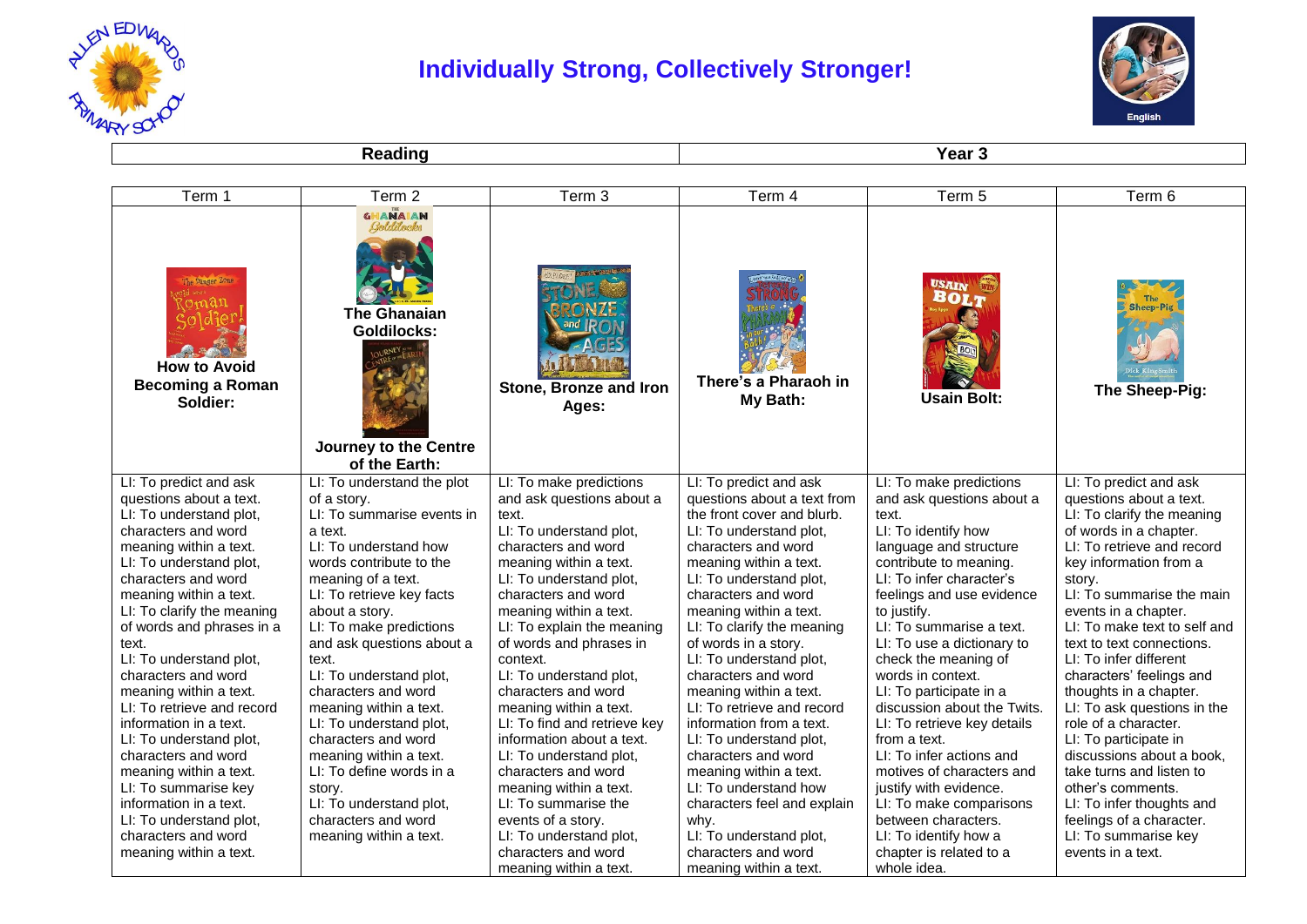# Individually Strong, Collectively Stronger!

| Reading | Year 3 |
|---|---|

| Term 1 | Term 2 | Term 3 | Term 4 | Term 5 | Term 6 |
|---|---|---|---|---|---|
| **How to Avoid Becoming a Roman Soldier:** | **The Ghanaian Goldilocks:** **Journey to the Centre of the Earth:** | **Stone, Bronze and Iron Ages:** | **There's a Pharaoh in My Bath:** | **Usain Bolt:** | **The Sheep-Pig:** |
| LI: To predict and ask questions about a text.<br>LI: To understand plot, characters and word meaning within a text.<br>LI: To understand plot, characters and word meaning within a text.<br>LI: To clarify the meaning of words and phrases in a text.<br>LI: To understand plot, characters and word meaning within a text.<br>LI: To retrieve and record information in a text.<br>LI: To understand plot, characters and word meaning within a text.<br>LI: To summarise key information in a text.<br>LI: To understand plot, characters and word meaning within a text. | LI: To understand the plot of a story.<br>LI: To summarise events in a text.<br>LI: To understand how words contribute to the meaning of a text.<br>LI: To retrieve key facts about a story.<br>LI: To make predictions and ask questions about a text.<br>LI: To understand plot, characters and word meaning within a text.<br>LI: To understand plot, characters and word meaning within a text.<br>LI: To define words in a story.<br>LI: To understand plot, characters and word meaning within a text. | LI: To make predictions and ask questions about a text.<br>LI: To understand plot, characters and word meaning within a text.<br>LI: To understand plot, characters and word meaning within a text.<br>LI: To explain the meaning of words and phrases in context.<br>LI: To understand plot, characters and word meaning within a text.<br>LI: To find and retrieve key information about a text.<br>LI: To understand plot, characters and word meaning within a text.<br>LI: To summarise the events of a story.<br>LI: To understand plot, characters and word meaning within a text. | LI: To predict and ask questions about a text from the front cover and blurb.<br>LI: To understand plot, characters and word meaning within a text.<br>LI: To understand plot, characters and word meaning within a text.<br>LI: To clarify the meaning of words in a story.<br>LI: To understand plot, characters and word meaning within a text.<br>LI: To retrieve and record information from a text.<br>LI: To understand plot, characters and word meaning within a text.<br>LI: To understand how characters feel and explain why.<br>LI: To understand plot, characters and word meaning within a text. | LI: To make predictions and ask questions about a text.<br>LI: To identify how language and structure contribute to meaning.<br>LI: To infer character's feelings and use evidence to justify.<br>LI: To summarise a text.<br>LI: To use a dictionary to check the meaning of words in context.<br>LI: To participate in discussion about the Twits.<br>LI: To retrieve key details from a text.<br>LI: To infer actions and motives of characters and justify with evidence.<br>LI: To make comparisons between characters.<br>LI: To identify how a chapter is related to a whole idea. | LI: To predict and ask questions about a text.<br>LI: To clarify the meaning of words in a chapter.<br>LI: To retrieve and record key information from a story.<br>LI: To summarise the main events in a chapter.<br>LI: To make text to self and text to text connections.<br>LI: To infer different characters' feelings and thoughts in a chapter.<br>LI: To ask questions in the role of a character.<br>LI: To participate in discussions about a book, take turns and listen to other's comments.<br>LI: To infer thoughts and feelings of a character.<br>LI: To summarise key events in a text. |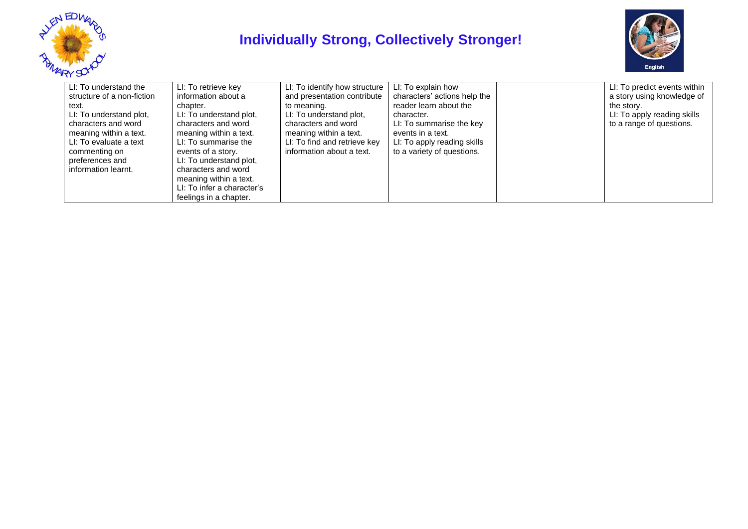## Individually Strong, Collectively Stronger!

| | | | | | |
|---|---|---|---|---|---|
| LI: To understand the structure of a non-fiction text.<br>LI: To understand plot, characters and word meaning within a text.<br>LI: To evaluate a text commenting on preferences and information learnt. | LI: To retrieve key information about a chapter.<br>LI: To understand plot, characters and word meaning within a text.<br>LI: To summarise the events of a story.<br>LI: To understand plot, characters and word meaning within a text.<br>LI: To infer a character's feelings in a chapter. | LI: To identify how structure and presentation contribute to meaning.<br>LI: To understand plot, characters and word meaning within a text.<br>LI: To find and retrieve key information about a text. | LI: To explain how characters' actions help the reader learn about the character.<br>LI: To summarise the key events in a text.<br>LI: To apply reading skills to a variety of questions. | | LI: To predict events within a story using knowledge of the story.<br>LI: To apply reading skills to a range of questions. |